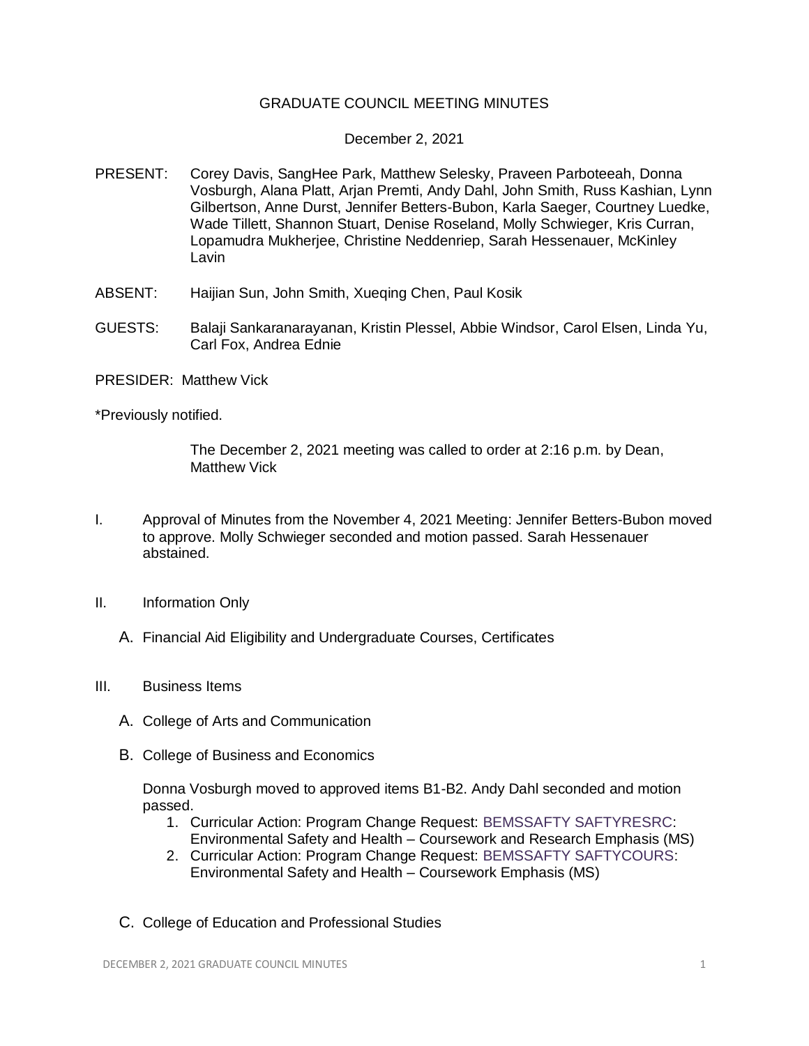# GRADUATE COUNCIL MEETING MINUTES

December 2, 2021

PRESENT: Corey Davis, SangHee Park, Matthew Selesky, Praveen Parboteeah, Donna Vosburgh, Alana Platt, Arjan Premti, Andy Dahl, John Smith, Russ Kashian, Lynn Gilbertson, Anne Durst, Jennifer Betters-Bubon, Karla Saeger, Courtney Luedke, Wade Tillett, Shannon Stuart, Denise Roseland, Molly Schwieger, Kris Curran, Lopamudra Mukherjee, Christine Neddenriep, Sarah Hessenauer, McKinley Lavin

ABSENT: Haijian Sun, John Smith, Xueqing Chen, Paul Kosik

GUESTS: Balaji Sankaranarayanan, Kristin Plessel, Abbie Windsor, Carol Elsen, Linda Yu, Carl Fox, Andrea Ednie

PRESIDER: Matthew Vick

*Previously notified.

The December 2, 2021 meeting was called to order at 2:16 p.m. by Dean, Matthew Vick

I. Approval of Minutes from the November 4, 2021 Meeting: Jennifer Betters-Bubon moved to approve. Molly Schwieger seconded and motion passed. Sarah Hessenauer abstained.

II. Information Only

   A. Financial Aid Eligibility and Undergraduate Courses, Certificates

III. Business Items

   A. College of Arts and Communication

   B. College of Business and Economics

   Donna Vosburgh moved to approved items B1-B2. Andy Dahl seconded and motion passed.

   1. Curricular Action: Program Change Request: BEMSSAFTY SAFTYRESRC: Environmental Safety and Health – Coursework and Research Emphasis (MS)
   2. Curricular Action: Program Change Request: BEMSSAFTY SAFTYCOURS: Environmental Safety and Health – Coursework Emphasis (MS)

   C. College of Education and Professional Studies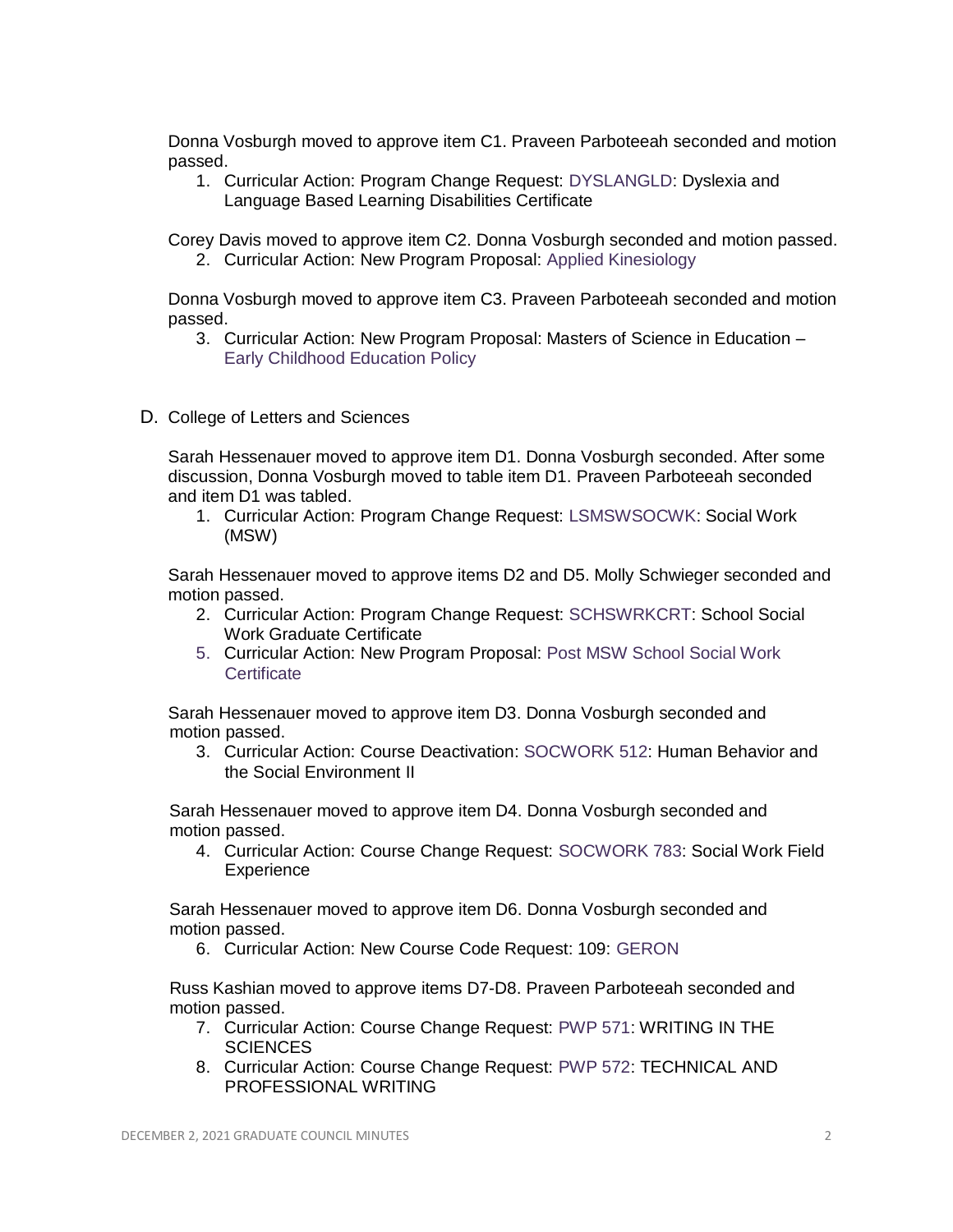Donna Vosburgh moved to approve item C1. Praveen Parboteeah seconded and motion passed.

1. Curricular Action: Program Change Request: DYSLANGLD: Dyslexia and Language Based Learning Disabilities Certificate

Corey Davis moved to approve item C2. Donna Vosburgh seconded and motion passed.

2. Curricular Action: New Program Proposal: Applied Kinesiology

Donna Vosburgh moved to approve item C3. Praveen Parboteeah seconded and motion passed.

3. Curricular Action: New Program Proposal: Masters of Science in Education – Early Childhood Education Policy

D. College of Letters and Sciences

Sarah Hessenauer moved to approve item D1. Donna Vosburgh seconded. After some discussion, Donna Vosburgh moved to table item D1. Praveen Parboteeah seconded and item D1 was tabled.

1. Curricular Action: Program Change Request: LSMSWSOCWK: Social Work (MSW)

Sarah Hessenauer moved to approve items D2 and D5. Molly Schwieger seconded and motion passed.

2. Curricular Action: Program Change Request: SCHSWRKCRT: School Social Work Graduate Certificate
5. Curricular Action: New Program Proposal: Post MSW School Social Work Certificate

Sarah Hessenauer moved to approve item D3. Donna Vosburgh seconded and motion passed.

3. Curricular Action: Course Deactivation: SOCWORK 512: Human Behavior and the Social Environment II

Sarah Hessenauer moved to approve item D4. Donna Vosburgh seconded and motion passed.

4. Curricular Action: Course Change Request: SOCWORK 783: Social Work Field Experience

Sarah Hessenauer moved to approve item D6. Donna Vosburgh seconded and motion passed.

6. Curricular Action: New Course Code Request: 109: GERON

Russ Kashian moved to approve items D7-D8. Praveen Parboteeah seconded and motion passed.

7. Curricular Action: Course Change Request: PWP 571: WRITING IN THE SCIENCES
8. Curricular Action: Course Change Request: PWP 572: TECHNICAL AND PROFESSIONAL WRITING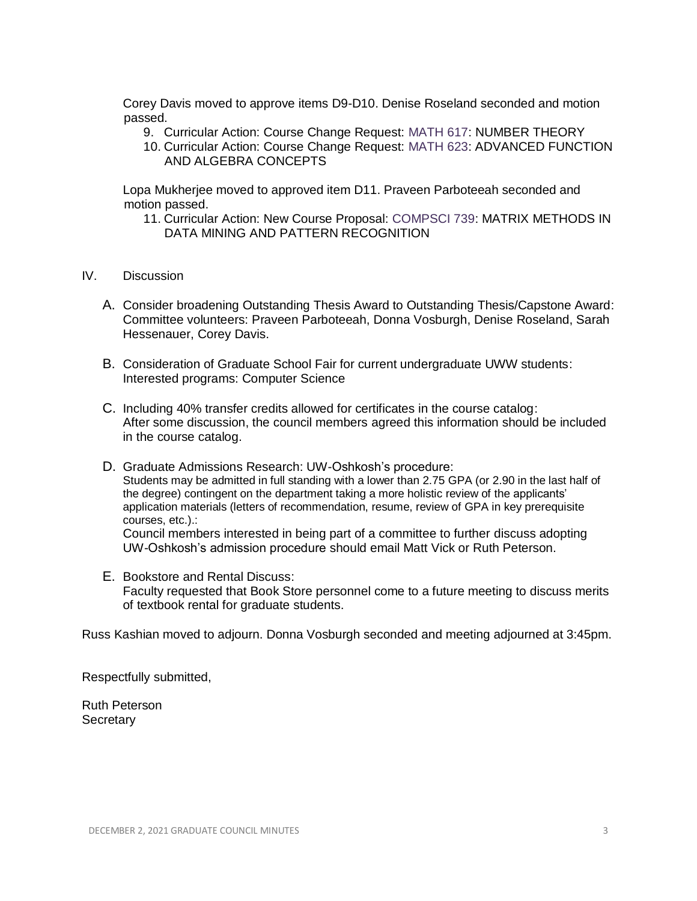Corey Davis moved to approve items D9-D10. Denise Roseland seconded and motion passed.

9. Curricular Action: Course Change Request: MATH 617: NUMBER THEORY
10. Curricular Action: Course Change Request: MATH 623: ADVANCED FUNCTION AND ALGEBRA CONCEPTS

Lopa Mukherjee moved to approved item D11. Praveen Parboteeah seconded and motion passed.

11. Curricular Action: New Course Proposal: COMPSCI 739: MATRIX METHODS IN DATA MINING AND PATTERN RECOGNITION

IV. Discussion

A. Consider broadening Outstanding Thesis Award to Outstanding Thesis/Capstone Award: Committee volunteers: Praveen Parboteeah, Donna Vosburgh, Denise Roseland, Sarah Hessenauer, Corey Davis.

B. Consideration of Graduate School Fair for current undergraduate UWW students: Interested programs: Computer Science

C. Including 40% transfer credits allowed for certificates in the course catalog: After some discussion, the council members agreed this information should be included in the course catalog.

D. Graduate Admissions Research: UW-Oshkosh's procedure:
Students may be admitted in full standing with a lower than 2.75 GPA (or 2.90 in the last half of the degree) contingent on the department taking a more holistic review of the applicants' application materials (letters of recommendation, resume, review of GPA in key prerequisite courses, etc.).:
Council members interested in being part of a committee to further discuss adopting UW-Oshkosh's admission procedure should email Matt Vick or Ruth Peterson.

E. Bookstore and Rental Discuss:
Faculty requested that Book Store personnel come to a future meeting to discuss merits of textbook rental for graduate students.

Russ Kashian moved to adjourn. Donna Vosburgh seconded and meeting adjourned at 3:45pm.

Respectfully submitted,

Ruth Peterson
Secretary